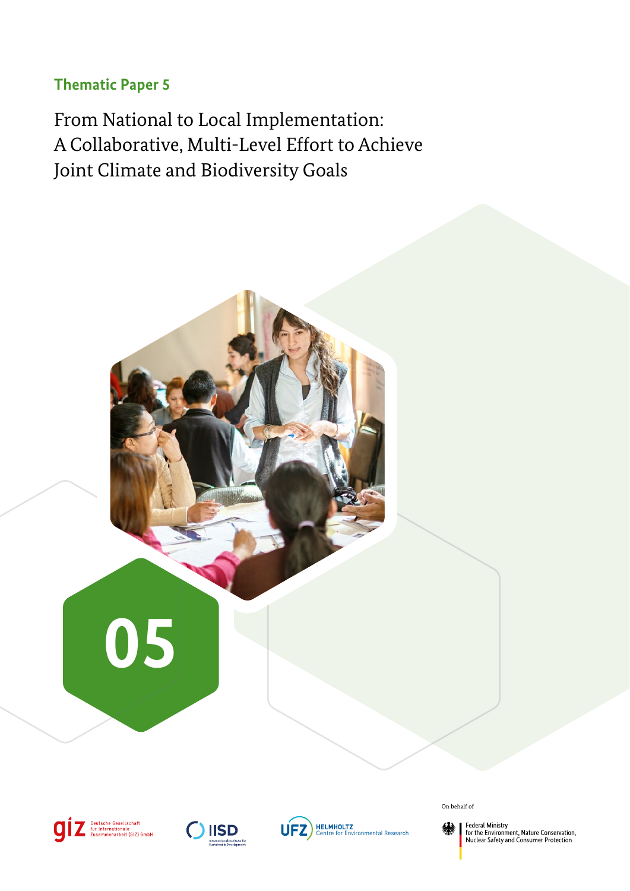Thematic Paper 5

# From National to Local Implementation: A Collaborative, Multi-Level Effort to Achieve Joint Climate and Biodiversity Goals

05

Deutsche Gesellschaft für Internationale Zusammenarbeit (GIZ) GmbH

IISD International Institute for Sustainable Development

UFZ HELMHOLTZ Centre for Environmental Research

On behalf of

Federal Ministry for the Environment, Nature Conservation, Nuclear Safety and Consumer Protection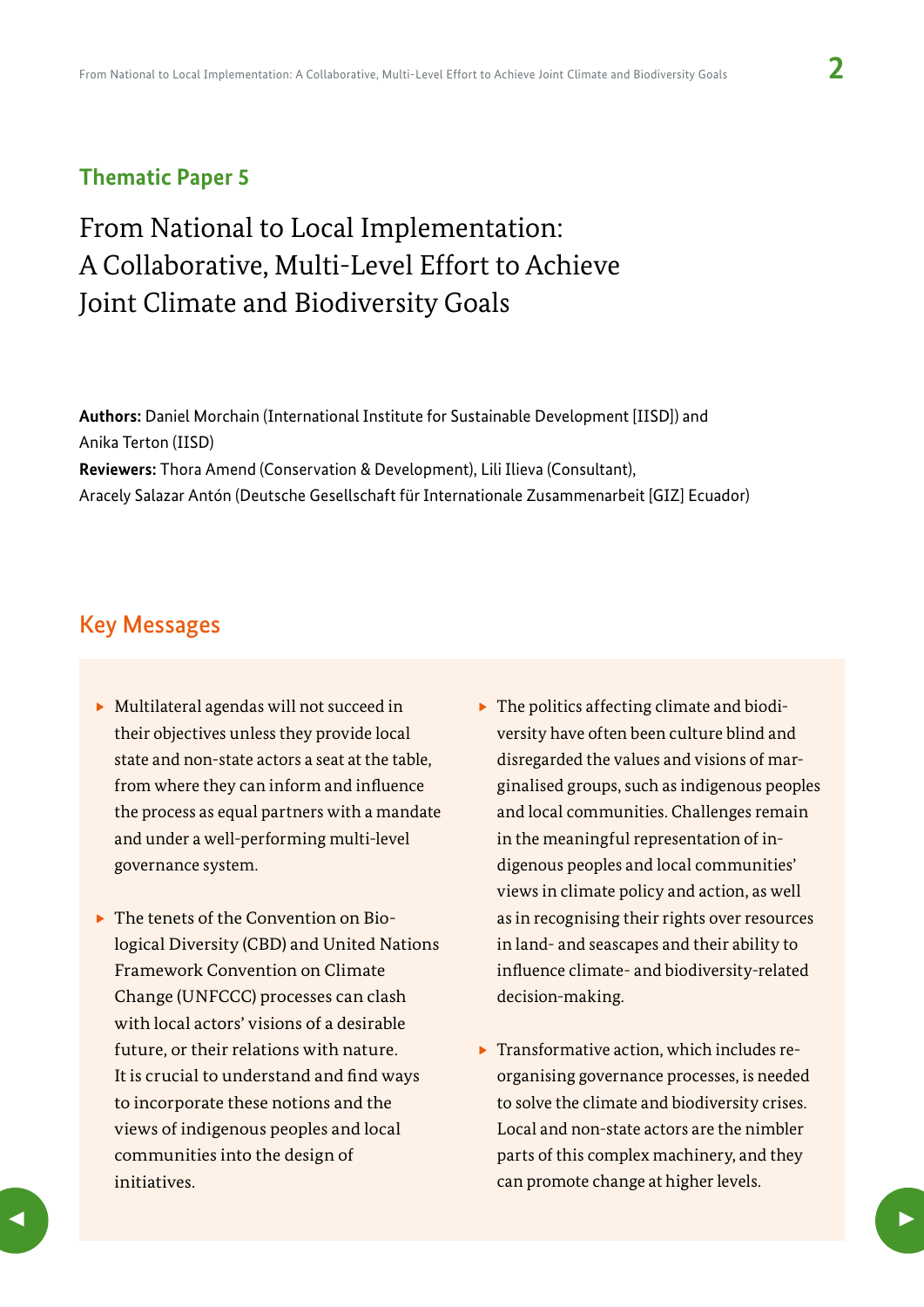## Thematic Paper 5

# From National to Local Implementation: A Collaborative, Multi-Level Effort to Achieve Joint Climate and Biodiversity Goals

**Authors:** Daniel Morchain (International Institute for Sustainable Development [IISD]) and Anika Terton (IISD)
**Reviewers:** Thora Amend (Conservation & Development), Lili Ilieva (Consultant), Aracely Salazar Antón (Deutsche Gesellschaft für Internationale Zusammenarbeit [GIZ] Ecuador)

## Key Messages

- Multilateral agendas will not succeed in their objectives unless they provide local state and non-state actors a seat at the table, from where they can inform and influence the process as equal partners with a mandate and under a well-performing multi-level governance system.
- The tenets of the Convention on Biological Diversity (CBD) and United Nations Framework Convention on Climate Change (UNFCCC) processes can clash with local actors' visions of a desirable future, or their relations with nature. It is crucial to understand and find ways to incorporate these notions and the views of indigenous peoples and local communities into the design of initiatives.
- The politics affecting climate and biodiversity have often been culture blind and disregarded the values and visions of marginalised groups, such as indigenous peoples and local communities. Challenges remain in the meaningful representation of indigenous peoples and local communities' views in climate policy and action, as well as in recognising their rights over resources in land- and seascapes and their ability to influence climate- and biodiversity-related decision-making.
- Transformative action, which includes reorganising governance processes, is needed to solve the climate and biodiversity crises. Local and non-state actors are the nimbler parts of this complex machinery, and they can promote change at higher levels.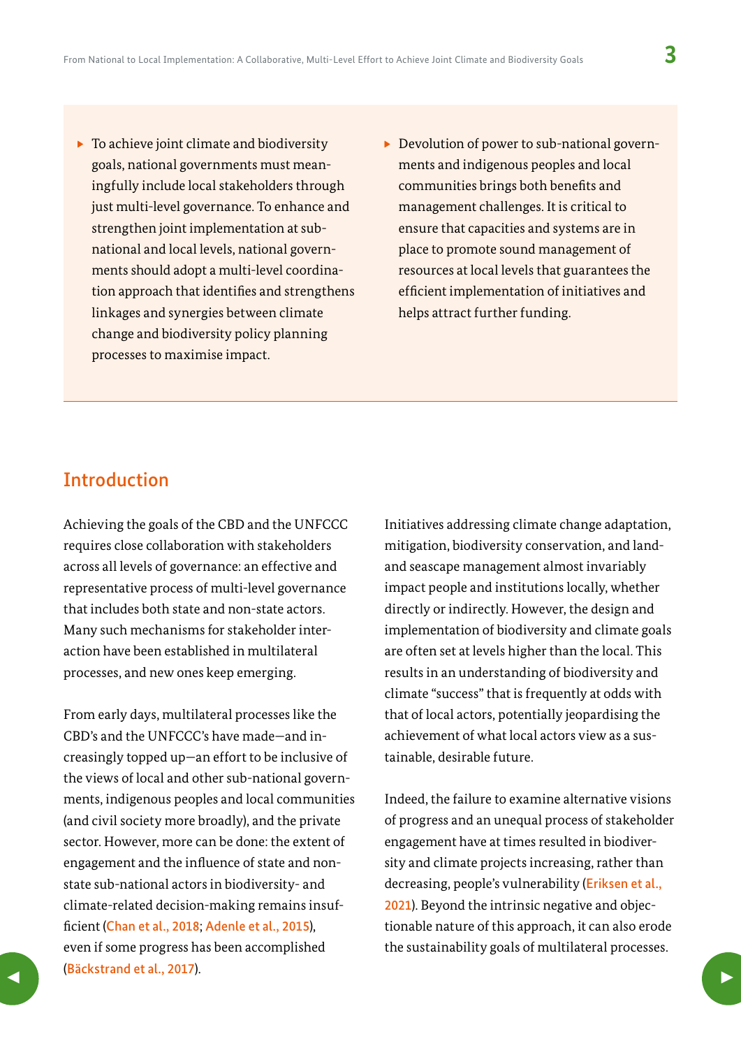- To achieve joint climate and biodiversity goals, national governments must meaningfully include local stakeholders through just multi-level governance. To enhance and strengthen joint implementation at sub-national and local levels, national governments should adopt a multi-level coordination approach that identifies and strengthens linkages and synergies between climate change and biodiversity policy planning processes to maximise impact.
- Devolution of power to sub-national governments and indigenous peoples and local communities brings both benefits and management challenges. It is critical to ensure that capacities and systems are in place to promote sound management of resources at local levels that guarantees the efficient implementation of initiatives and helps attract further funding.

## Introduction

Achieving the goals of the CBD and the UNFCCC requires close collaboration with stakeholders across all levels of governance: an effective and representative process of multi-level governance that includes both state and non-state actors. Many such mechanisms for stakeholder interaction have been established in multilateral processes, and new ones keep emerging.

From early days, multilateral processes like the CBD's and the UNFCCC's have made—and increasingly topped up—an effort to be inclusive of the views of local and other sub-national governments, indigenous peoples and local communities (and civil society more broadly), and the private sector. However, more can be done: the extent of engagement and the influence of state and non-state sub-national actors in biodiversity- and climate-related decision-making remains insufficient (Chan et al., 2018; Adenle et al., 2015), even if some progress has been accomplished (Bäckstrand et al., 2017).

Initiatives addressing climate change adaptation, mitigation, biodiversity conservation, and land- and seascape management almost invariably impact people and institutions locally, whether directly or indirectly. However, the design and implementation of biodiversity and climate goals are often set at levels higher than the local. This results in an understanding of biodiversity and climate "success" that is frequently at odds with that of local actors, potentially jeopardising the achievement of what local actors view as a sustainable, desirable future.

Indeed, the failure to examine alternative visions of progress and an unequal process of stakeholder engagement have at times resulted in biodiversity and climate projects increasing, rather than decreasing, people's vulnerability (Eriksen et al., 2021). Beyond the intrinsic negative and objectionable nature of this approach, it can also erode the sustainability goals of multilateral processes.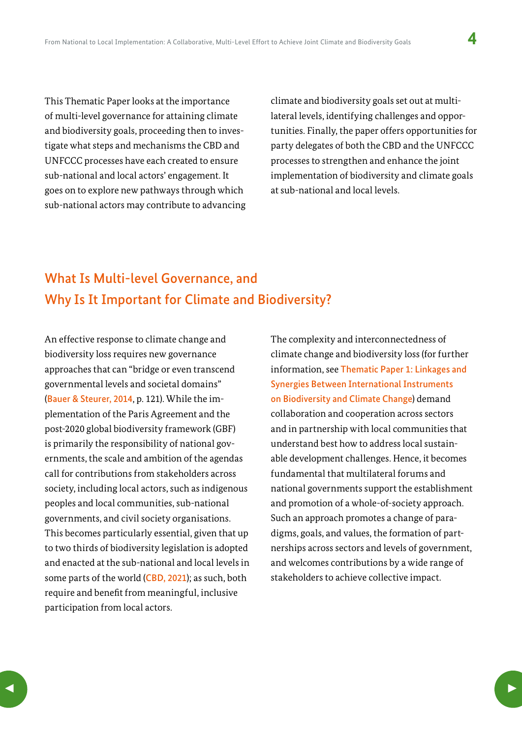This Thematic Paper looks at the importance of multi-level governance for attaining climate and biodiversity goals, proceeding then to investigate what steps and mechanisms the CBD and UNFCCC processes have each created to ensure sub-national and local actors' engagement. It goes on to explore new pathways through which sub-national actors may contribute to advancing climate and biodiversity goals set out at multilateral levels, identifying challenges and opportunities. Finally, the paper offers opportunities for party delegates of both the CBD and the UNFCCC processes to strengthen and enhance the joint implementation of biodiversity and climate goals at sub-national and local levels.

## What Is Multi-level Governance, and Why Is It Important for Climate and Biodiversity?

An effective response to climate change and biodiversity loss requires new governance approaches that can "bridge or even transcend governmental levels and societal domains" (Bauer & Steurer, 2014, p. 121). While the implementation of the Paris Agreement and the post-2020 global biodiversity framework (GBF) is primarily the responsibility of national governments, the scale and ambition of the agendas call for contributions from stakeholders across society, including local actors, such as indigenous peoples and local communities, sub-national governments, and civil society organisations. This becomes particularly essential, given that up to two thirds of biodiversity legislation is adopted and enacted at the sub-national and local levels in some parts of the world (CBD, 2021); as such, both require and benefit from meaningful, inclusive participation from local actors.

The complexity and interconnectedness of climate change and biodiversity loss (for further information, see Thematic Paper 1: Linkages and Synergies Between International Instruments on Biodiversity and Climate Change) demand collaboration and cooperation across sectors and in partnership with local communities that understand best how to address local sustainable development challenges. Hence, it becomes fundamental that multilateral forums and national governments support the establishment and promotion of a whole-of-society approach. Such an approach promotes a change of paradigms, goals, and values, the formation of partnerships across sectors and levels of government, and welcomes contributions by a wide range of stakeholders to achieve collective impact.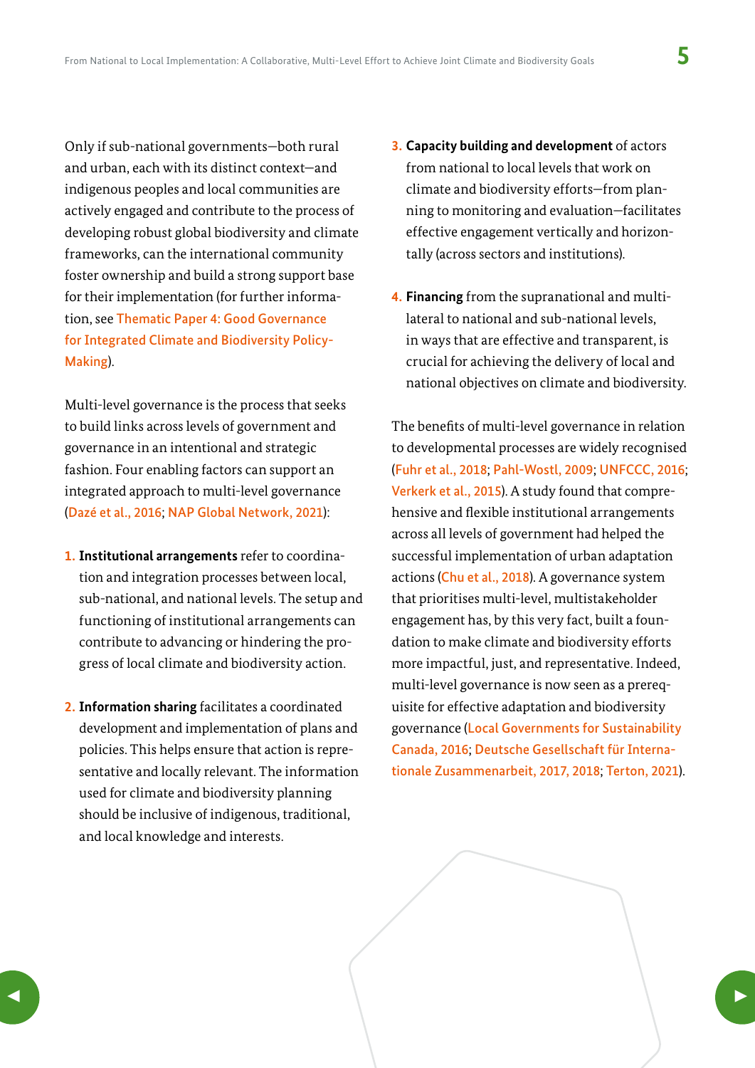Only if sub-national governments—both rural and urban, each with its distinct context—and indigenous peoples and local communities are actively engaged and contribute to the process of developing robust global biodiversity and climate frameworks, can the international community foster ownership and build a strong support base for their implementation (for further information, see Thematic Paper 4: Good Governance for Integrated Climate and Biodiversity Policy-Making).

Multi-level governance is the process that seeks to build links across levels of government and governance in an intentional and strategic fashion. Four enabling factors can support an integrated approach to multi-level governance (Dazé et al., 2016; NAP Global Network, 2021):

1. **Institutional arrangements** refer to coordination and integration processes between local, sub-national, and national levels. The setup and functioning of institutional arrangements can contribute to advancing or hindering the progress of local climate and biodiversity action.

2. **Information sharing** facilitates a coordinated development and implementation of plans and policies. This helps ensure that action is representative and locally relevant. The information used for climate and biodiversity planning should be inclusive of indigenous, traditional, and local knowledge and interests.

3. **Capacity building and development** of actors from national to local levels that work on climate and biodiversity efforts—from planning to monitoring and evaluation—facilitates effective engagement vertically and horizontally (across sectors and institutions).

4. **Financing** from the supranational and multilateral to national and sub-national levels, in ways that are effective and transparent, is crucial for achieving the delivery of local and national objectives on climate and biodiversity.

The benefits of multi-level governance in relation to developmental processes are widely recognised (Fuhr et al., 2018; Pahl-Wostl, 2009; UNFCCC, 2016; Verkerk et al., 2015). A study found that comprehensive and flexible institutional arrangements across all levels of government had helped the successful implementation of urban adaptation actions (Chu et al., 2018). A governance system that prioritises multi-level, multistakeholder engagement has, by this very fact, built a foundation to make climate and biodiversity efforts more impactful, just, and representative. Indeed, multi-level governance is now seen as a prerequisite for effective adaptation and biodiversity governance (Local Governments for Sustainability Canada, 2016; Deutsche Gesellschaft für Internationale Zusammenarbeit, 2017, 2018; Terton, 2021).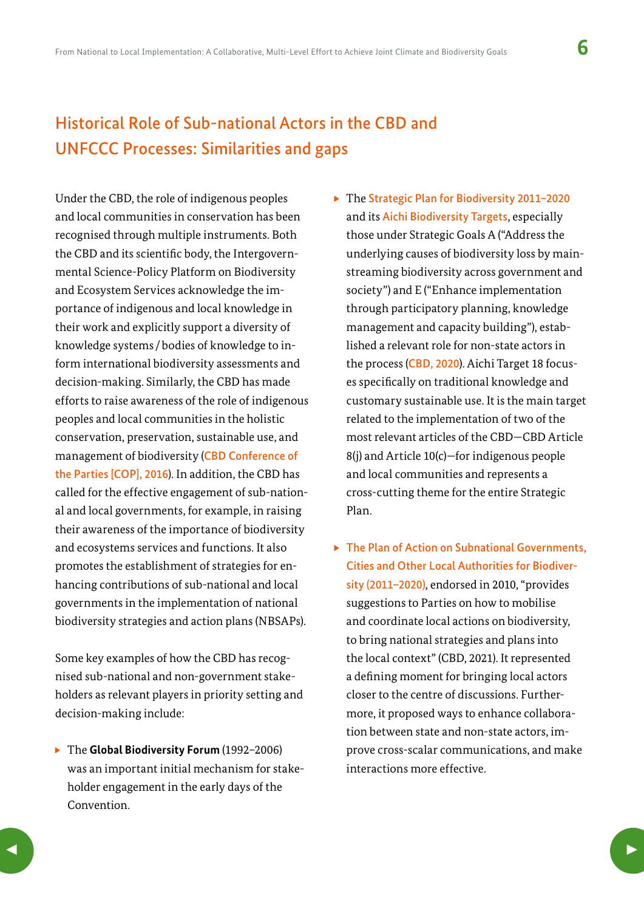## Historical Role of Sub-national Actors in the CBD and UNFCCC Processes: Similarities and gaps

Under the CBD, the role of indigenous peoples and local communities in conservation has been recognised through multiple instruments. Both the CBD and its scientific body, the Intergovernmental Science-Policy Platform on Biodiversity and Ecosystem Services acknowledge the importance of indigenous and local knowledge in their work and explicitly support a diversity of knowledge systems / bodies of knowledge to inform international biodiversity assessments and decision-making. Similarly, the CBD has made efforts to raise awareness of the role of indigenous peoples and local communities in the holistic conservation, preservation, sustainable use, and management of biodiversity (CBD Conference of the Parties [COP], 2016). In addition, the CBD has called for the effective engagement of sub-national and local governments, for example, in raising their awareness of the importance of biodiversity and ecosystems services and functions. It also promotes the establishment of strategies for enhancing contributions of sub-national and local governments in the implementation of national biodiversity strategies and action plans (NBSAPs).

Some key examples of how the CBD has recognised sub-national and non-government stakeholders as relevant players in priority setting and decision-making include:

- The **Global Biodiversity Forum** (1992–2006) was an important initial mechanism for stakeholder engagement in the early days of the Convention.
- The Strategic Plan for Biodiversity 2011–2020 and its Aichi Biodiversity Targets, especially those under Strategic Goals A ("Address the underlying causes of biodiversity loss by mainstreaming biodiversity across government and society") and E ("Enhance implementation through participatory planning, knowledge management and capacity building"), established a relevant role for non-state actors in the process (CBD, 2020). Aichi Target 18 focuses specifically on traditional knowledge and customary sustainable use. It is the main target related to the implementation of two of the most relevant articles of the CBD—CBD Article 8(j) and Article 10(c)—for indigenous people and local communities and represents a cross-cutting theme for the entire Strategic Plan.
- The Plan of Action on Subnational Governments, Cities and Other Local Authorities for Biodiversity (2011–2020), endorsed in 2010, "provides suggestions to Parties on how to mobilise and coordinate local actions on biodiversity, to bring national strategies and plans into the local context" (CBD, 2021). It represented a defining moment for bringing local actors closer to the centre of discussions. Furthermore, it proposed ways to enhance collaboration between state and non-state actors, improve cross-scalar communications, and make interactions more effective.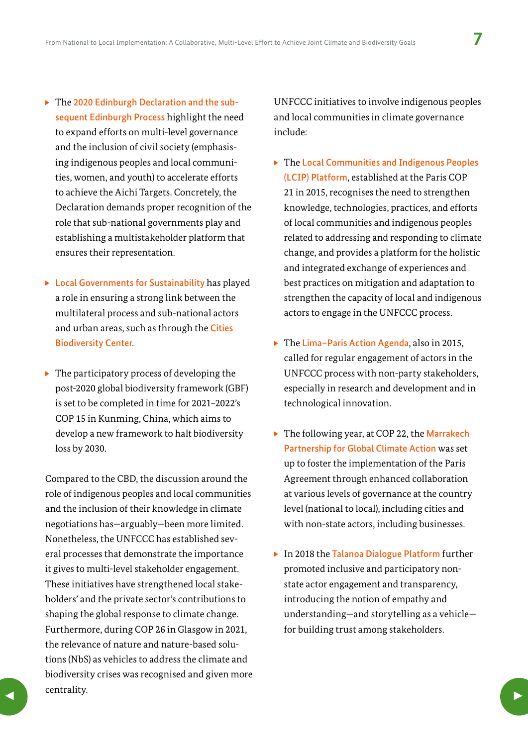- The 2020 Edinburgh Declaration and the subsequent Edinburgh Process highlight the need to expand efforts on multi-level governance and the inclusion of civil society (emphasising indigenous peoples and local communities, women, and youth) to accelerate efforts to achieve the Aichi Targets. Concretely, the Declaration demands proper recognition of the role that sub-national governments play and establishing a multistakeholder platform that ensures their representation.

- Local Governments for Sustainability has played a role in ensuring a strong link between the multilateral process and sub-national actors and urban areas, such as through the Cities Biodiversity Center.

- The participatory process of developing the post-2020 global biodiversity framework (GBF) is set to be completed in time for 2021–2022's COP 15 in Kunming, China, which aims to develop a new framework to halt biodiversity loss by 2030.

Compared to the CBD, the discussion around the role of indigenous peoples and local communities and the inclusion of their knowledge in climate negotiations has—arguably—been more limited. Nonetheless, the UNFCCC has established several processes that demonstrate the importance it gives to multi-level stakeholder engagement. These initiatives have strengthened local stakeholders' and the private sector's contributions to shaping the global response to climate change. Furthermore, during COP 26 in Glasgow in 2021, the relevance of nature and nature-based solutions (NbS) as vehicles to address the climate and biodiversity crises was recognised and given more centrality.

UNFCCC initiatives to involve indigenous peoples and local communities in climate governance include:

- The Local Communities and Indigenous Peoples (LCIP) Platform, established at the Paris COP 21 in 2015, recognises the need to strengthen knowledge, technologies, practices, and efforts of local communities and indigenous peoples related to addressing and responding to climate change, and provides a platform for the holistic and integrated exchange of experiences and best practices on mitigation and adaptation to strengthen the capacity of local and indigenous actors to engage in the UNFCCC process.

- The Lima–Paris Action Agenda, also in 2015, called for regular engagement of actors in the UNFCCC process with non-party stakeholders, especially in research and development and in technological innovation.

- The following year, at COP 22, the Marrakech Partnership for Global Climate Action was set up to foster the implementation of the Paris Agreement through enhanced collaboration at various levels of governance at the country level (national to local), including cities and with non-state actors, including businesses.

- In 2018 the Talanoa Dialogue Platform further promoted inclusive and participatory non-state actor engagement and transparency, introducing the notion of empathy and understanding—and storytelling as a vehicle—for building trust among stakeholders.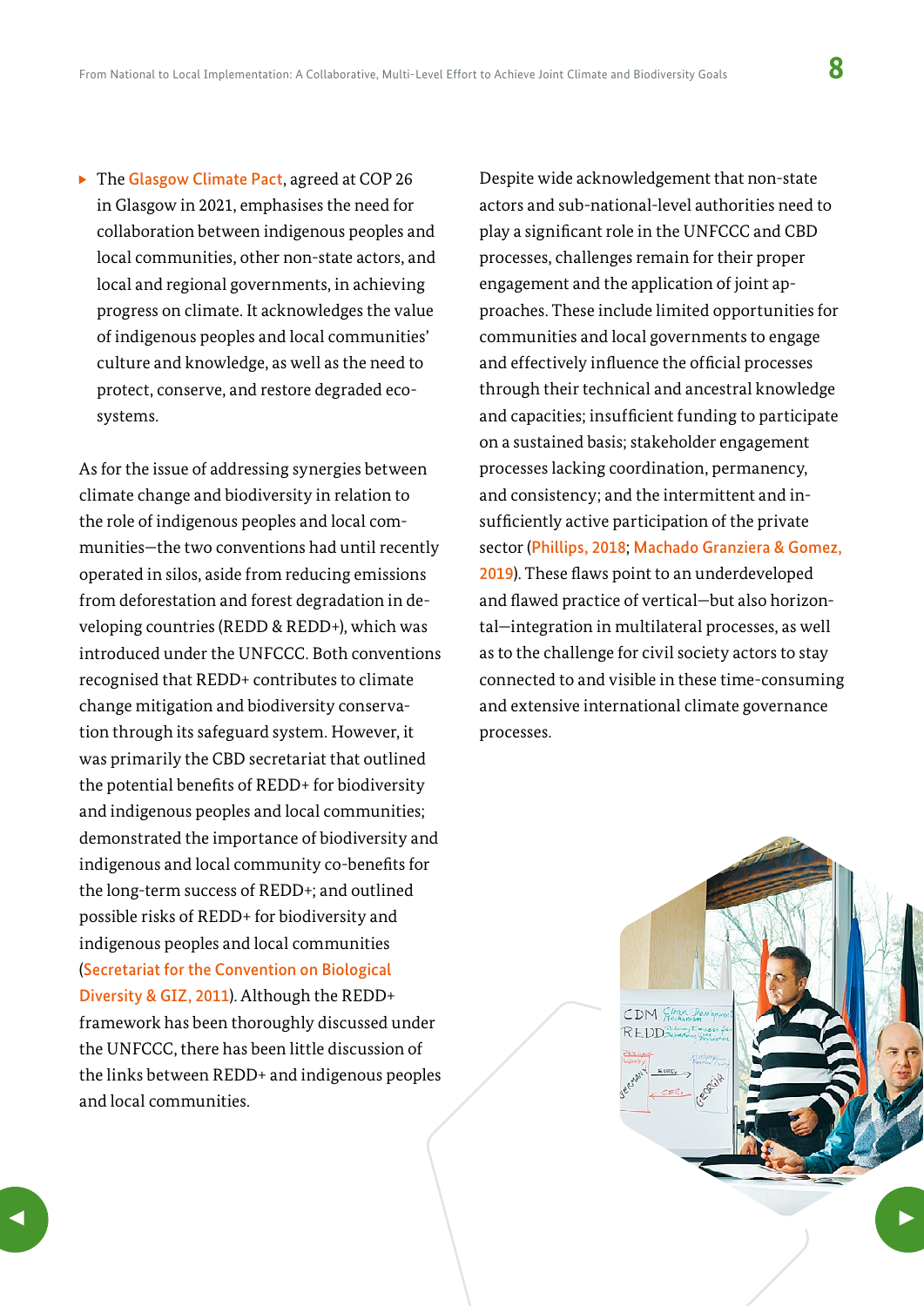- The Glasgow Climate Pact, agreed at COP 26 in Glasgow in 2021, emphasises the need for collaboration between indigenous peoples and local communities, other non-state actors, and local and regional governments, in achieving progress on climate. It acknowledges the value of indigenous peoples and local communities' culture and knowledge, as well as the need to protect, conserve, and restore degraded ecosystems.

As for the issue of addressing synergies between climate change and biodiversity in relation to the role of indigenous peoples and local communities—the two conventions had until recently operated in silos, aside from reducing emissions from deforestation and forest degradation in developing countries (REDD & REDD+), which was introduced under the UNFCCC. Both conventions recognised that REDD+ contributes to climate change mitigation and biodiversity conservation through its safeguard system. However, it was primarily the CBD secretariat that outlined the potential benefits of REDD+ for biodiversity and indigenous peoples and local communities; demonstrated the importance of biodiversity and indigenous and local community co-benefits for the long-term success of REDD+; and outlined possible risks of REDD+ for biodiversity and indigenous peoples and local communities (Secretariat for the Convention on Biological Diversity & GIZ, 2011). Although the REDD+ framework has been thoroughly discussed under the UNFCCC, there has been little discussion of the links between REDD+ and indigenous peoples and local communities.

Despite wide acknowledgement that non-state actors and sub-national-level authorities need to play a significant role in the UNFCCC and CBD processes, challenges remain for their proper engagement and the application of joint approaches. These include limited opportunities for communities and local governments to engage and effectively influence the official processes through their technical and ancestral knowledge and capacities; insufficient funding to participate on a sustained basis; stakeholder engagement processes lacking coordination, permanency, and consistency; and the intermittent and insufficiently active participation of the private sector (Phillips, 2018; Machado Granziera & Gomez, 2019). These flaws point to an underdeveloped and flawed practice of vertical—but also horizontal—integration in multilateral processes, as well as to the challenge for civil society actors to stay connected to and visible in these time-consuming and extensive international climate governance processes.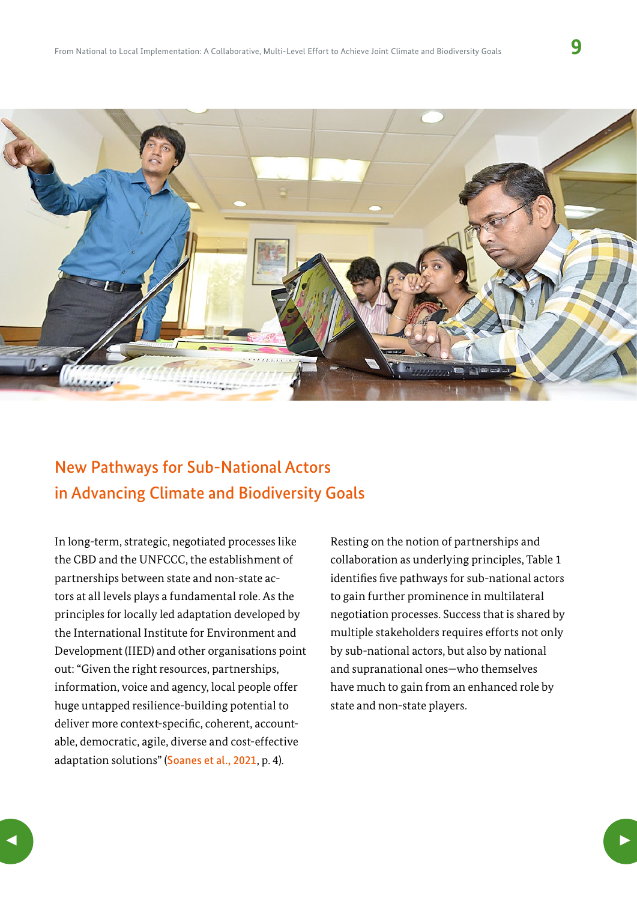## New Pathways for Sub-National Actors in Advancing Climate and Biodiversity Goals

In long-term, strategic, negotiated processes like the CBD and the UNFCCC, the establishment of partnerships between state and non-state actors at all levels plays a fundamental role. As the principles for locally led adaptation developed by the International Institute for Environment and Development (IIED) and other organisations point out: "Given the right resources, partnerships, information, voice and agency, local people offer huge untapped resilience-building potential to deliver more context-specific, coherent, accountable, democratic, agile, diverse and cost-effective adaptation solutions" (Soanes et al., 2021, p. 4).

Resting on the notion of partnerships and collaboration as underlying principles, Table 1 identifies five pathways for sub-national actors to gain further prominence in multilateral negotiation processes. Success that is shared by multiple stakeholders requires efforts not only by sub-national actors, but also by national and supranational ones—who themselves have much to gain from an enhanced role by state and non-state players.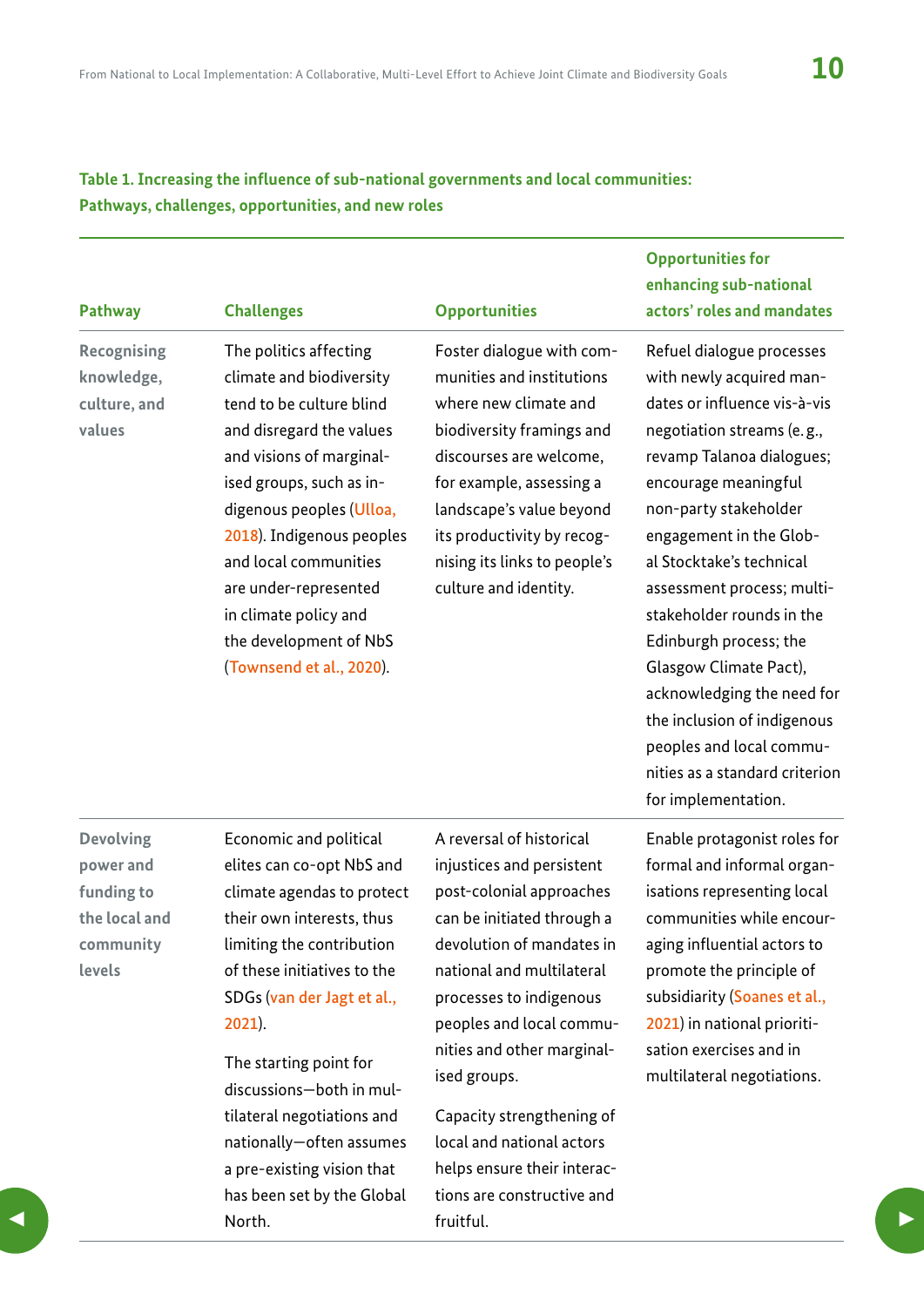**Table 1. Increasing the influence of sub-national governments and local communities: Pathways, challenges, opportunities, and new roles**

| Pathway | Challenges | Opportunities | Opportunities for enhancing sub-national actors' roles and mandates |
|---|---|---|---|
| Recognising knowledge, culture, and values | The politics affecting climate and biodiversity tend to be culture blind and disregard the values and visions of marginalised groups, such as indigenous peoples (Ulloa, 2018). Indigenous peoples and local communities are under-represented in climate policy and the development of NbS (Townsend et al., 2020). | Foster dialogue with communities and institutions where new climate and biodiversity framings and discourses are welcome, for example, assessing a landscape's value beyond its productivity by recognising its links to people's culture and identity. | Refuel dialogue processes with newly acquired mandates or influence vis-à-vis negotiation streams (e.g., revamp Talanoa dialogues; encourage meaningful non-party stakeholder engagement in the Global Stocktake's technical assessment process; multistakeholder rounds in the Edinburgh process; the Glasgow Climate Pact), acknowledging the need for the inclusion of indigenous peoples and local communities as a standard criterion for implementation. |
| Devolving power and funding to the local and community levels | Economic and political elites can co-opt NbS and climate agendas to protect their own interests, thus limiting the contribution of these initiatives to the SDGs (van der Jagt et al., 2021).<br><br>The starting point for discussions—both in multilateral negotiations and nationally—often assumes a pre-existing vision that has been set by the Global North. | A reversal of historical injustices and persistent post-colonial approaches can be initiated through a devolution of mandates in national and multilateral processes to indigenous peoples and local communities and other marginalised groups.<br><br>Capacity strengthening of local and national actors helps ensure their interactions are constructive and fruitful. | Enable protagonist roles for formal and informal organisations representing local communities while encouraging influential actors to promote the principle of subsidiarity (Soanes et al., 2021) in national prioritisation exercises and in multilateral negotiations. |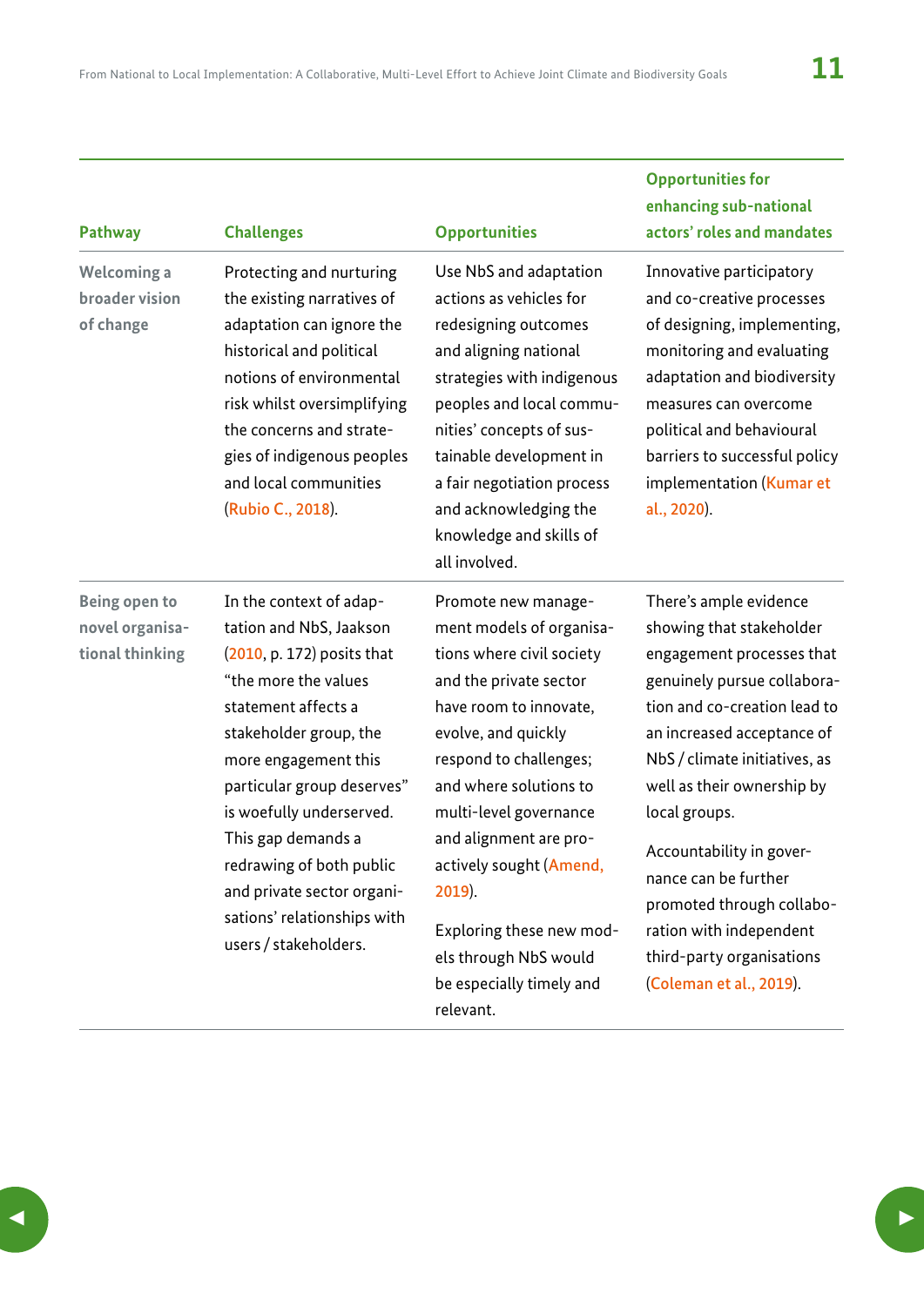| Pathway | Challenges | Opportunities | Opportunities for enhancing sub-national actors' roles and mandates |
|---|---|---|---|
| Welcoming a broader vision of change | Protecting and nurturing the existing narratives of adaptation can ignore the historical and political notions of environmental risk whilst oversimplifying the concerns and strategies of indigenous peoples and local communities (Rubio C., 2018). | Use NbS and adaptation actions as vehicles for redesigning outcomes and aligning national strategies with indigenous peoples and local communities' concepts of sustainable development in a fair negotiation process and acknowledging the knowledge and skills of all involved. | Innovative participatory and co-creative processes of designing, implementing, monitoring and evaluating adaptation and biodiversity measures can overcome political and behavioural barriers to successful policy implementation (Kumar et al., 2020). |
| Being open to novel organisational thinking | In the context of adaptation and NbS, Jaakson (2010, p. 172) posits that "the more the values statement affects a stakeholder group, the more engagement this particular group deserves" is woefully underserved. This gap demands a redrawing of both public and private sector organisations' relationships with users / stakeholders. | Promote new management models of organisations where civil society and the private sector have room to innovate, evolve, and quickly respond to challenges; and where solutions to multi-level governance and alignment are proactively sought (Amend, 2019).<br><br>Exploring these new models through NbS would be especially timely and relevant. | There's ample evidence showing that stakeholder engagement processes that genuinely pursue collaboration and co-creation lead to an increased acceptance of NbS / climate initiatives, as well as their ownership by local groups.<br><br>Accountability in governance can be further promoted through collaboration with independent third-party organisations (Coleman et al., 2019). |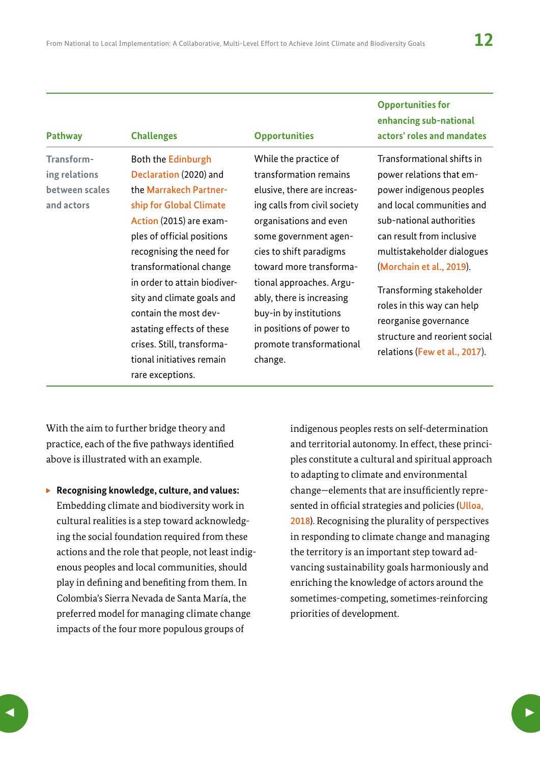| Pathway | Challenges | Opportunities | Opportunities for enhancing sub-national actors' roles and mandates |
| --- | --- | --- | --- |
| Transforming relations between scales and actors | Both the Edinburgh Declaration (2020) and the Marrakech Partnership for Global Climate Action (2015) are examples of official positions recognising the need for transformational change in order to attain biodiversity and climate goals and contain the most devastating effects of these crises. Still, transformational initiatives remain rare exceptions. | While the practice of transformation remains elusive, there are increasing calls from civil society organisations and even some government agencies to shift paradigms toward more transformational approaches. Arguably, there is increasing buy-in by institutions in positions of power to promote transformational change. | Transformational shifts in power relations that empower indigenous peoples and local communities and sub-national authorities can result from inclusive multistakeholder dialogues (Morchain et al., 2019).<br><br>Transforming stakeholder roles in this way can help reorganise governance structure and reorient social relations (Few et al., 2017). |

With the aim to further bridge theory and practice, each of the five pathways identified above is illustrated with an example.

- **Recognising knowledge, culture, and values:** Embedding climate and biodiversity work in cultural realities is a step toward acknowledging the social foundation required from these actions and the role that people, not least indigenous peoples and local communities, should play in defining and benefiting from them. In Colombia's Sierra Nevada de Santa María, the preferred model for managing climate change impacts of the four more populous groups of indigenous peoples rests on self-determination and territorial autonomy. In effect, these principles constitute a cultural and spiritual approach to adapting to climate and environmental change—elements that are insufficiently represented in official strategies and policies (Ulloa, 2018). Recognising the plurality of perspectives in responding to climate change and managing the territory is an important step toward advancing sustainability goals harmoniously and enriching the knowledge of actors around the sometimes-competing, sometimes-reinforcing priorities of development.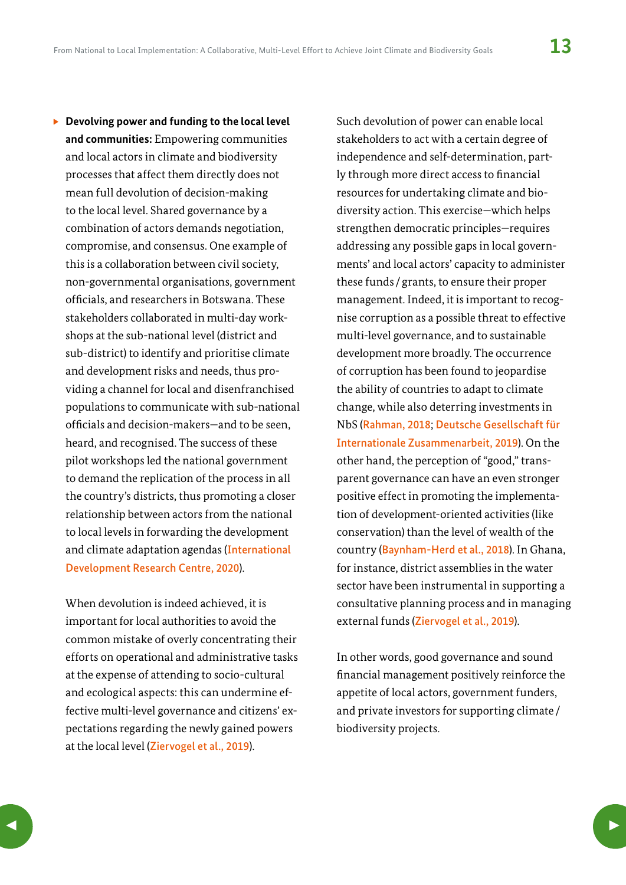- **Devolving power and funding to the local level and communities:** Empowering communities and local actors in climate and biodiversity processes that affect them directly does not mean full devolution of decision-making to the local level. Shared governance by a combination of actors demands negotiation, compromise, and consensus. One example of this is a collaboration between civil society, non-governmental organisations, government officials, and researchers in Botswana. These stakeholders collaborated in multi-day workshops at the sub-national level (district and sub-district) to identify and prioritise climate and development risks and needs, thus providing a channel for local and disenfranchised populations to communicate with sub-national officials and decision-makers—and to be seen, heard, and recognised. The success of these pilot workshops led the national government to demand the replication of the process in all the country's districts, thus promoting a closer relationship between actors from the national to local levels in forwarding the development and climate adaptation agendas (International Development Research Centre, 2020).

  When devolution is indeed achieved, it is important for local authorities to avoid the common mistake of overly concentrating their efforts on operational and administrative tasks at the expense of attending to socio-cultural and ecological aspects: this can undermine effective multi-level governance and citizens' expectations regarding the newly gained powers at the local level (Ziervogel et al., 2019).

  Such devolution of power can enable local stakeholders to act with a certain degree of independence and self-determination, partly through more direct access to financial resources for undertaking climate and biodiversity action. This exercise—which helps strengthen democratic principles—requires addressing any possible gaps in local governments' and local actors' capacity to administer these funds / grants, to ensure their proper management. Indeed, it is important to recognise corruption as a possible threat to effective multi-level governance, and to sustainable development more broadly. The occurrence of corruption has been found to jeopardise the ability of countries to adapt to climate change, while also deterring investments in NbS (Rahman, 2018; Deutsche Gesellschaft für Internationale Zusammenarbeit, 2019). On the other hand, the perception of "good," transparent governance can have an even stronger positive effect in promoting the implementation of development-oriented activities (like conservation) than the level of wealth of the country (Baynham-Herd et al., 2018). In Ghana, for instance, district assemblies in the water sector have been instrumental in supporting a consultative planning process and in managing external funds (Ziervogel et al., 2019).

  In other words, good governance and sound financial management positively reinforce the appetite of local actors, government funders, and private investors for supporting climate / biodiversity projects.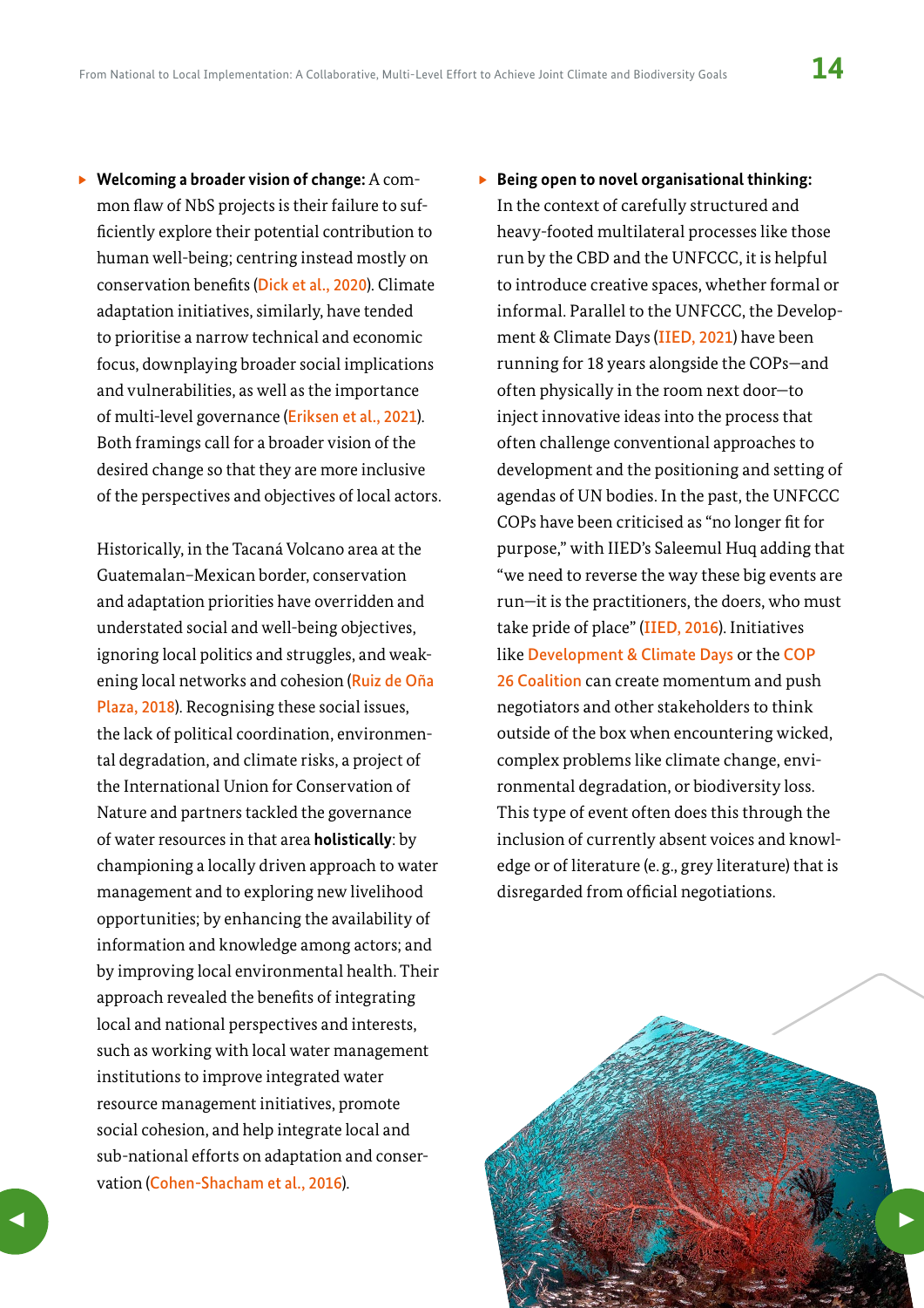- **Welcoming a broader vision of change:** A common flaw of NbS projects is their failure to sufficiently explore their potential contribution to human well-being; centring instead mostly on conservation benefits (Dick et al., 2020). Climate adaptation initiatives, similarly, have tended to prioritise a narrow technical and economic focus, downplaying broader social implications and vulnerabilities, as well as the importance of multi-level governance (Eriksen et al., 2021). Both framings call for a broader vision of the desired change so that they are more inclusive of the perspectives and objectives of local actors.

  Historically, in the Tacaná Volcano area at the Guatemalan–Mexican border, conservation and adaptation priorities have overridden and understated social and well-being objectives, ignoring local politics and struggles, and weakening local networks and cohesion (Ruiz de Oña Plaza, 2018). Recognising these social issues, the lack of political coordination, environmental degradation, and climate risks, a project of the International Union for Conservation of Nature and partners tackled the governance of water resources in that area **holistically**: by championing a locally driven approach to water management and to exploring new livelihood opportunities; by enhancing the availability of information and knowledge among actors; and by improving local environmental health. Their approach revealed the benefits of integrating local and national perspectives and interests, such as working with local water management institutions to improve integrated water resource management initiatives, promote social cohesion, and help integrate local and sub-national efforts on adaptation and conservation (Cohen-Shacham et al., 2016).

- **Being open to novel organisational thinking:** In the context of carefully structured and heavy-footed multilateral processes like those run by the CBD and the UNFCCC, it is helpful to introduce creative spaces, whether formal or informal. Parallel to the UNFCCC, the Development & Climate Days (IIED, 2021) have been running for 18 years alongside the COPs—and often physically in the room next door—to inject innovative ideas into the process that often challenge conventional approaches to development and the positioning and setting of agendas of UN bodies. In the past, the UNFCCC COPs have been criticised as "no longer fit for purpose," with IIED's Saleemul Huq adding that "we need to reverse the way these big events are run—it is the practitioners, the doers, who must take pride of place" (IIED, 2016). Initiatives like Development & Climate Days or the COP 26 Coalition can create momentum and push negotiators and other stakeholders to think outside of the box when encountering wicked, complex problems like climate change, environmental degradation, or biodiversity loss. This type of event often does this through the inclusion of currently absent voices and knowledge or of literature (e. g., grey literature) that is disregarded from official negotiations.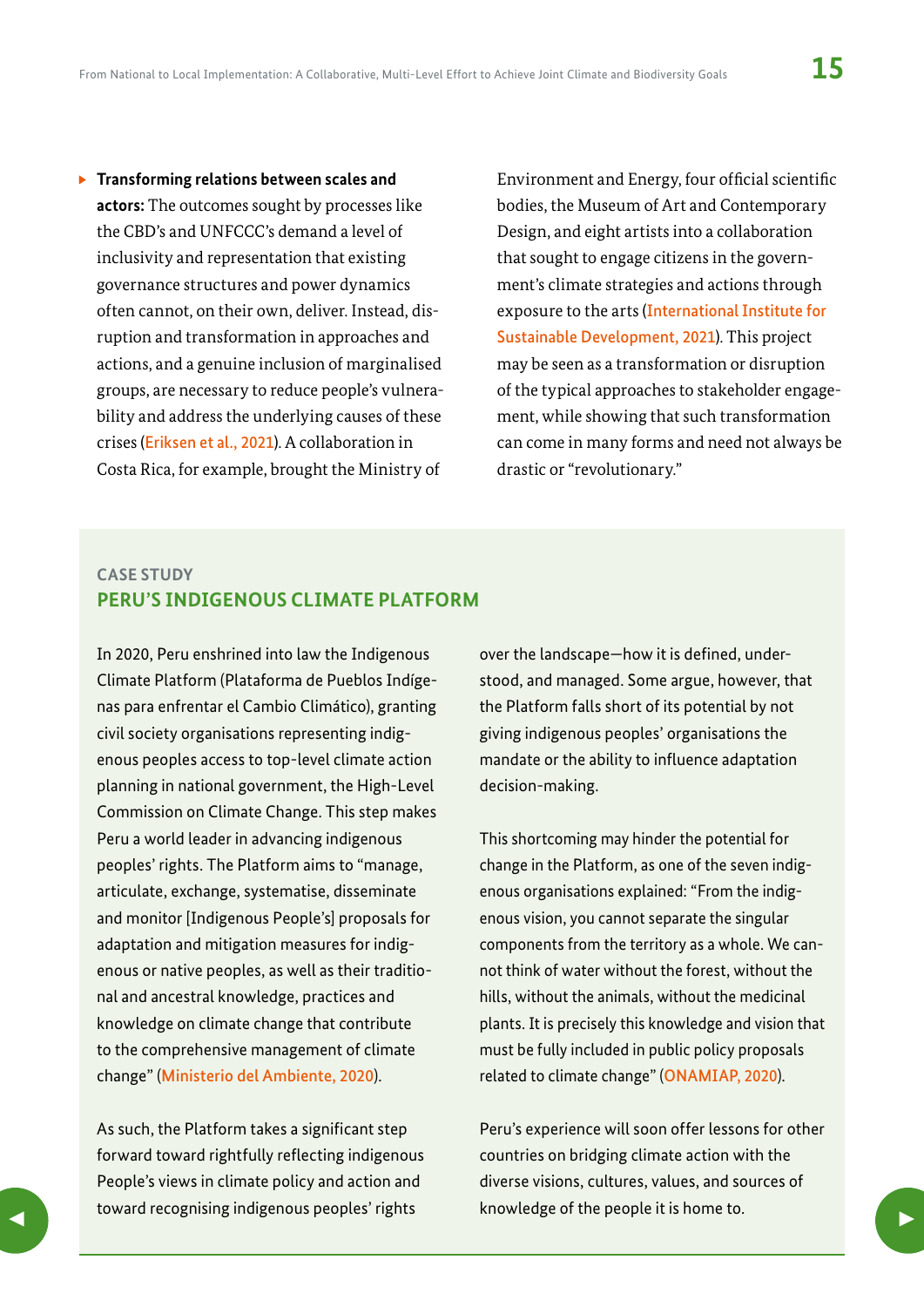- **Transforming relations between scales and actors:** The outcomes sought by processes like the CBD's and UNFCCC's demand a level of inclusivity and representation that existing governance structures and power dynamics often cannot, on their own, deliver. Instead, disruption and transformation in approaches and actions, and a genuine inclusion of marginalised groups, are necessary to reduce people's vulnerability and address the underlying causes of these crises (Eriksen et al., 2021). A collaboration in Costa Rica, for example, brought the Ministry of Environment and Energy, four official scientific bodies, the Museum of Art and Contemporary Design, and eight artists into a collaboration that sought to engage citizens in the government's climate strategies and actions through exposure to the arts (International Institute for Sustainable Development, 2021). This project may be seen as a transformation or disruption of the typical approaches to stakeholder engagement, while showing that such transformation can come in many forms and need not always be drastic or "revolutionary."

CASE STUDY

## PERU'S INDIGENOUS CLIMATE PLATFORM

In 2020, Peru enshrined into law the Indigenous Climate Platform (Plataforma de Pueblos Indígenas para enfrentar el Cambio Climático), granting civil society organisations representing indigenous peoples access to top-level climate action planning in national government, the High-Level Commission on Climate Change. This step makes Peru a world leader in advancing indigenous peoples' rights. The Platform aims to "manage, articulate, exchange, systematise, disseminate and monitor [Indigenous People's] proposals for adaptation and mitigation measures for indigenous or native peoples, as well as their traditional and ancestral knowledge, practices and knowledge on climate change that contribute to the comprehensive management of climate change" (Ministerio del Ambiente, 2020).

As such, the Platform takes a significant step forward toward rightfully reflecting indigenous People's views in climate policy and action and toward recognising indigenous peoples' rights over the landscape—how it is defined, understood, and managed. Some argue, however, that the Platform falls short of its potential by not giving indigenous peoples' organisations the mandate or the ability to influence adaptation decision-making.

This shortcoming may hinder the potential for change in the Platform, as one of the seven indigenous organisations explained: "From the indigenous vision, you cannot separate the singular components from the territory as a whole. We cannot think of water without the forest, without the hills, without the animals, without the medicinal plants. It is precisely this knowledge and vision that must be fully included in public policy proposals related to climate change" (ONAMIAP, 2020).

Peru's experience will soon offer lessons for other countries on bridging climate action with the diverse visions, cultures, values, and sources of knowledge of the people it is home to.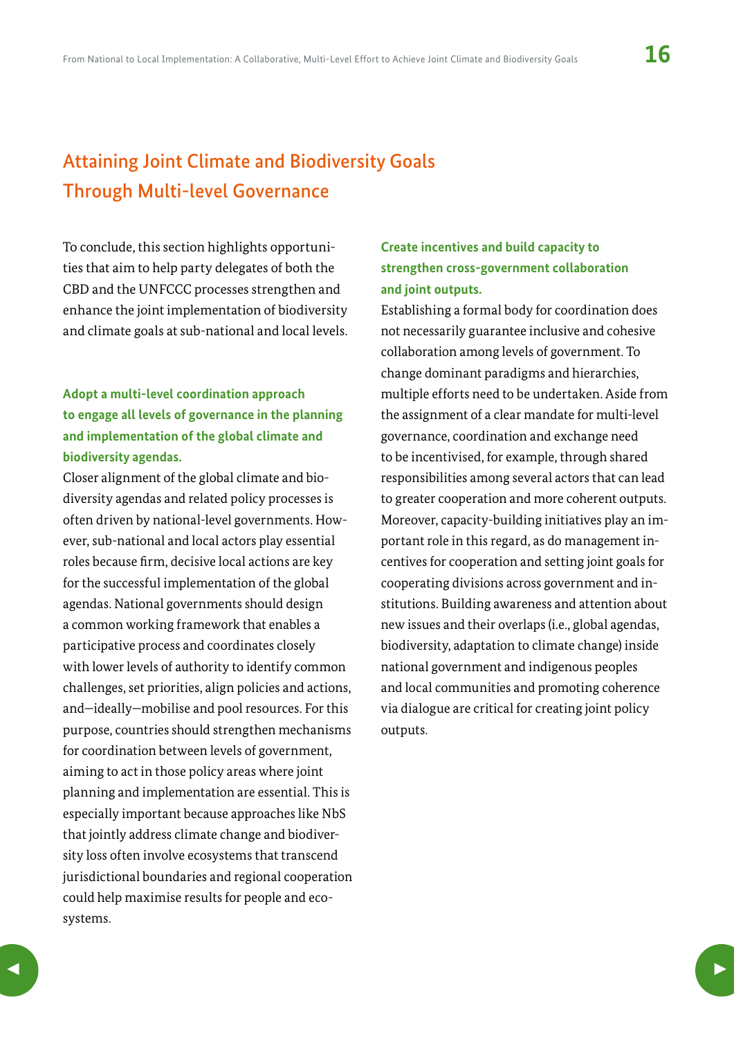## Attaining Joint Climate and Biodiversity Goals Through Multi-level Governance

To conclude, this section highlights opportunities that aim to help party delegates of both the CBD and the UNFCCC processes strengthen and enhance the joint implementation of biodiversity and climate goals at sub-national and local levels.

### Adopt a multi-level coordination approach to engage all levels of governance in the planning and implementation of the global climate and biodiversity agendas.

Closer alignment of the global climate and biodiversity agendas and related policy processes is often driven by national-level governments. However, sub-national and local actors play essential roles because firm, decisive local actions are key for the successful implementation of the global agendas. National governments should design a common working framework that enables a participative process and coordinates closely with lower levels of authority to identify common challenges, set priorities, align policies and actions, and—ideally—mobilise and pool resources. For this purpose, countries should strengthen mechanisms for coordination between levels of government, aiming to act in those policy areas where joint planning and implementation are essential. This is especially important because approaches like NbS that jointly address climate change and biodiversity loss often involve ecosystems that transcend jurisdictional boundaries and regional cooperation could help maximise results for people and ecosystems.

### Create incentives and build capacity to strengthen cross-government collaboration and joint outputs.

Establishing a formal body for coordination does not necessarily guarantee inclusive and cohesive collaboration among levels of government. To change dominant paradigms and hierarchies, multiple efforts need to be undertaken. Aside from the assignment of a clear mandate for multi-level governance, coordination and exchange need to be incentivised, for example, through shared responsibilities among several actors that can lead to greater cooperation and more coherent outputs. Moreover, capacity-building initiatives play an important role in this regard, as do management incentives for cooperation and setting joint goals for cooperating divisions across government and institutions. Building awareness and attention about new issues and their overlaps (i.e., global agendas, biodiversity, adaptation to climate change) inside national government and indigenous peoples and local communities and promoting coherence via dialogue are critical for creating joint policy outputs.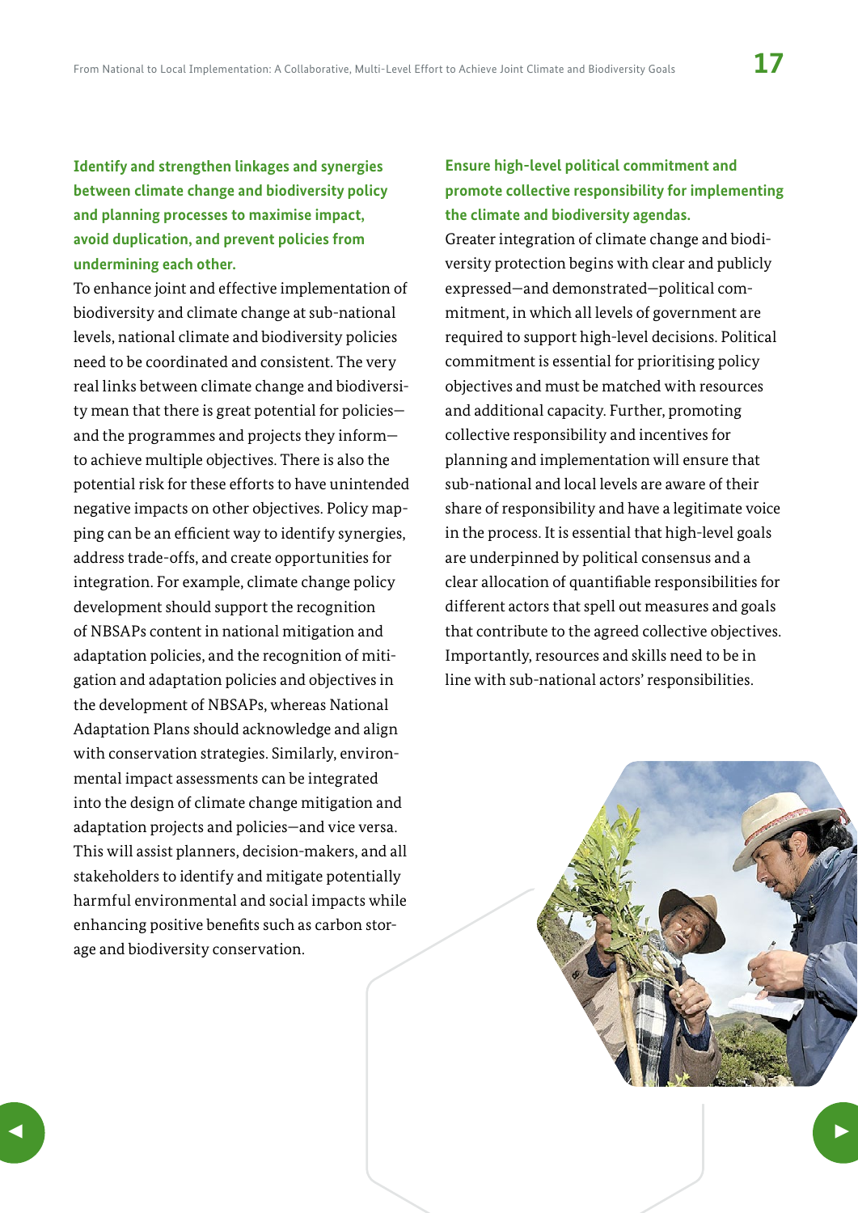**Identify and strengthen linkages and synergies between climate change and biodiversity policy and planning processes to maximise impact, avoid duplication, and prevent policies from undermining each other.**

To enhance joint and effective implementation of biodiversity and climate change at sub-national levels, national climate and biodiversity policies need to be coordinated and consistent. The very real links between climate change and biodiversity mean that there is great potential for policies—and the programmes and projects they inform—to achieve multiple objectives. There is also the potential risk for these efforts to have unintended negative impacts on other objectives. Policy mapping can be an efficient way to identify synergies, address trade-offs, and create opportunities for integration. For example, climate change policy development should support the recognition of NBSAPs content in national mitigation and adaptation policies, and the recognition of mitigation and adaptation policies and objectives in the development of NBSAPs, whereas National Adaptation Plans should acknowledge and align with conservation strategies. Similarly, environmental impact assessments can be integrated into the design of climate change mitigation and adaptation projects and policies—and vice versa. This will assist planners, decision-makers, and all stakeholders to identify and mitigate potentially harmful environmental and social impacts while enhancing positive benefits such as carbon storage and biodiversity conservation.

**Ensure high-level political commitment and promote collective responsibility for implementing the climate and biodiversity agendas.**

Greater integration of climate change and biodiversity protection begins with clear and publicly expressed—and demonstrated—political commitment, in which all levels of government are required to support high-level decisions. Political commitment is essential for prioritising policy objectives and must be matched with resources and additional capacity. Further, promoting collective responsibility and incentives for planning and implementation will ensure that sub-national and local levels are aware of their share of responsibility and have a legitimate voice in the process. It is essential that high-level goals are underpinned by political consensus and a clear allocation of quantifiable responsibilities for different actors that spell out measures and goals that contribute to the agreed collective objectives. Importantly, resources and skills need to be in line with sub-national actors' responsibilities.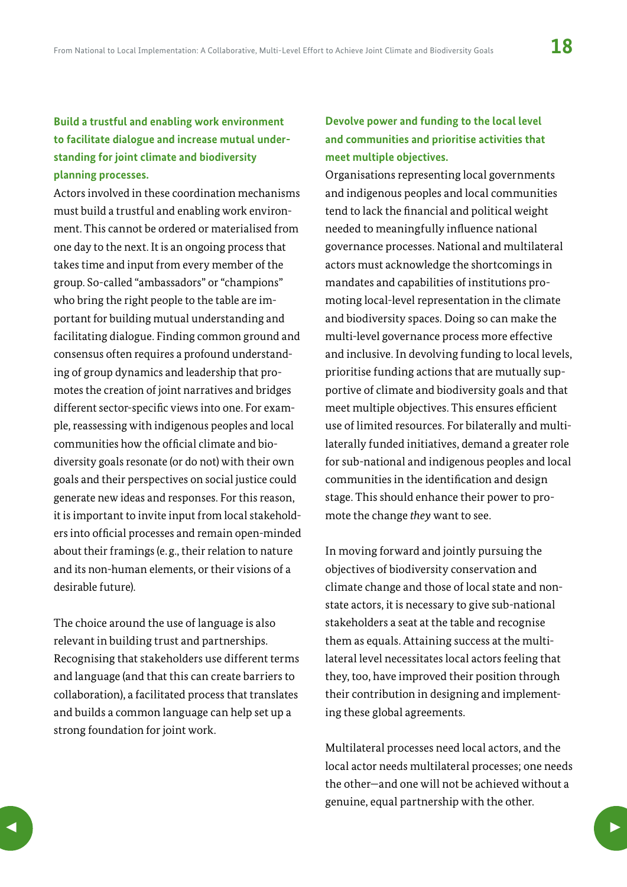**Build a trustful and enabling work environment to facilitate dialogue and increase mutual understanding for joint climate and biodiversity planning processes.**

Actors involved in these coordination mechanisms must build a trustful and enabling work environment. This cannot be ordered or materialised from one day to the next. It is an ongoing process that takes time and input from every member of the group. So-called "ambassadors" or "champions" who bring the right people to the table are important for building mutual understanding and facilitating dialogue. Finding common ground and consensus often requires a profound understanding of group dynamics and leadership that promotes the creation of joint narratives and bridges different sector-specific views into one. For example, reassessing with indigenous peoples and local communities how the official climate and biodiversity goals resonate (or do not) with their own goals and their perspectives on social justice could generate new ideas and responses. For this reason, it is important to invite input from local stakeholders into official processes and remain open-minded about their framings (e.g., their relation to nature and its non-human elements, or their visions of a desirable future).

The choice around the use of language is also relevant in building trust and partnerships. Recognising that stakeholders use different terms and language (and that this can create barriers to collaboration), a facilitated process that translates and builds a common language can help set up a strong foundation for joint work.

**Devolve power and funding to the local level and communities and prioritise activities that meet multiple objectives.**

Organisations representing local governments and indigenous peoples and local communities tend to lack the financial and political weight needed to meaningfully influence national governance processes. National and multilateral actors must acknowledge the shortcomings in mandates and capabilities of institutions promoting local-level representation in the climate and biodiversity spaces. Doing so can make the multi-level governance process more effective and inclusive. In devolving funding to local levels, prioritise funding actions that are mutually supportive of climate and biodiversity goals and that meet multiple objectives. This ensures efficient use of limited resources. For bilaterally and multilaterally funded initiatives, demand a greater role for sub-national and indigenous peoples and local communities in the identification and design stage. This should enhance their power to promote the change *they* want to see.

In moving forward and jointly pursuing the objectives of biodiversity conservation and climate change and those of local state and non-state actors, it is necessary to give sub-national stakeholders a seat at the table and recognise them as equals. Attaining success at the multilateral level necessitates local actors feeling that they, too, have improved their position through their contribution in designing and implementing these global agreements.

Multilateral processes need local actors, and the local actor needs multilateral processes; one needs the other—and one will not be achieved without a genuine, equal partnership with the other.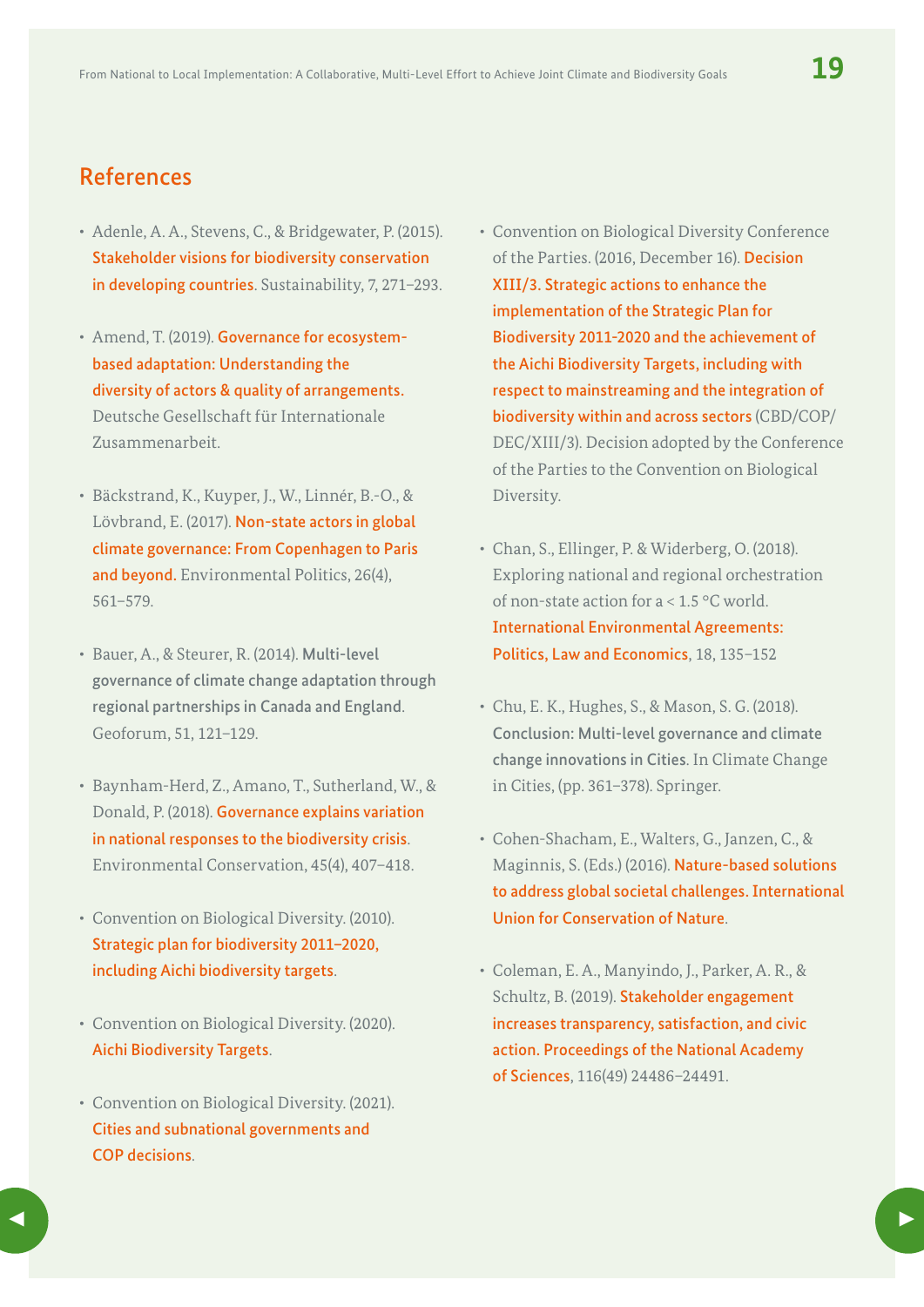## References

- Adenle, A. A., Stevens, C., & Bridgewater, P. (2015). Stakeholder visions for biodiversity conservation in developing countries. Sustainability, 7, 271–293.
- Amend, T. (2019). Governance for ecosystem-based adaptation: Understanding the diversity of actors & quality of arrangements. Deutsche Gesellschaft für Internationale Zusammenarbeit.
- Bäckstrand, K., Kuyper, J., W., Linnér, B.-O., & Lövbrand, E. (2017). Non-state actors in global climate governance: From Copenhagen to Paris and beyond. Environmental Politics, 26(4), 561–579.
- Bauer, A., & Steurer, R. (2014). Multi-level governance of climate change adaptation through regional partnerships in Canada and England. Geoforum, 51, 121–129.
- Baynham-Herd, Z., Amano, T., Sutherland, W., & Donald, P. (2018). Governance explains variation in national responses to the biodiversity crisis. Environmental Conservation, 45(4), 407–418.
- Convention on Biological Diversity. (2010). Strategic plan for biodiversity 2011–2020, including Aichi biodiversity targets.
- Convention on Biological Diversity. (2020). Aichi Biodiversity Targets.
- Convention on Biological Diversity. (2021). Cities and subnational governments and COP decisions.
- Convention on Biological Diversity Conference of the Parties. (2016, December 16). Decision XIII/3. Strategic actions to enhance the implementation of the Strategic Plan for Biodiversity 2011-2020 and the achievement of the Aichi Biodiversity Targets, including with respect to mainstreaming and the integration of biodiversity within and across sectors (CBD/COP/DEC/XIII/3). Decision adopted by the Conference of the Parties to the Convention on Biological Diversity.
- Chan, S., Ellinger, P. & Widerberg, O. (2018). Exploring national and regional orchestration of non-state action for a < 1.5 °C world. International Environmental Agreements: Politics, Law and Economics, 18, 135–152
- Chu, E. K., Hughes, S., & Mason, S. G. (2018). Conclusion: Multi-level governance and climate change innovations in Cities. In Climate Change in Cities, (pp. 361–378). Springer.
- Cohen-Shacham, E., Walters, G., Janzen, C., & Maginnis, S. (Eds.) (2016). Nature-based solutions to address global societal challenges. International Union for Conservation of Nature.
- Coleman, E. A., Manyindo, J., Parker, A. R., & Schultz, B. (2019). Stakeholder engagement increases transparency, satisfaction, and civic action. Proceedings of the National Academy of Sciences, 116(49) 24486–24491.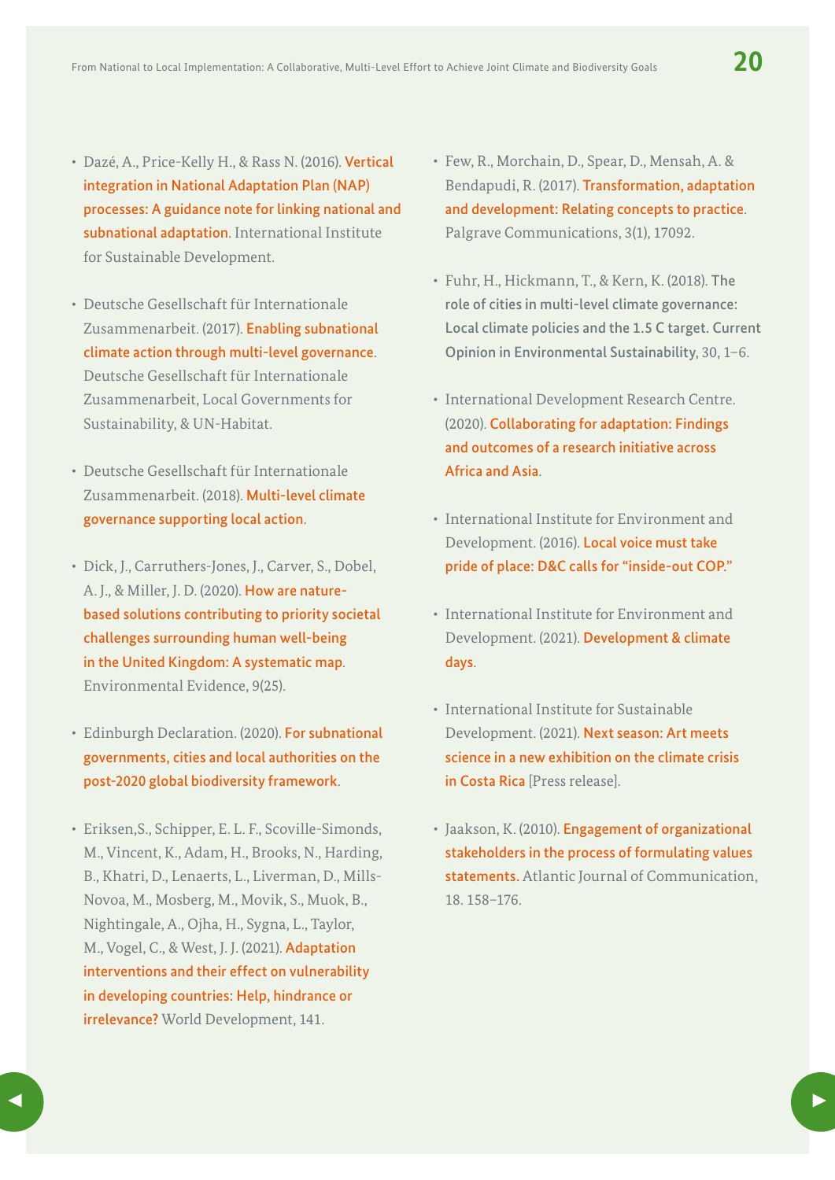- Dazé, A., Price-Kelly H., & Rass N. (2016). Vertical integration in National Adaptation Plan (NAP) processes: A guidance note for linking national and subnational adaptation. International Institute for Sustainable Development.
- Deutsche Gesellschaft für Internationale Zusammenarbeit. (2017). Enabling subnational climate action through multi-level governance. Deutsche Gesellschaft für Internationale Zusammenarbeit, Local Governments for Sustainability, & UN-Habitat.
- Deutsche Gesellschaft für Internationale Zusammenarbeit. (2018). Multi-level climate governance supporting local action.
- Dick, J., Carruthers-Jones, J., Carver, S., Dobel, A. J., & Miller, J. D. (2020). How are nature-based solutions contributing to priority societal challenges surrounding human well-being in the United Kingdom: A systematic map. Environmental Evidence, 9(25).
- Edinburgh Declaration. (2020). For subnational governments, cities and local authorities on the post-2020 global biodiversity framework.
- Eriksen,S., Schipper, E. L. F., Scoville-Simonds, M., Vincent, K., Adam, H., Brooks, N., Harding, B., Khatri, D., Lenaerts, L., Liverman, D., Mills-Novoa, M., Mosberg, M., Movik, S., Muok, B., Nightingale, A., Ojha, H., Sygna, L., Taylor, M., Vogel, C., & West, J. J. (2021). Adaptation interventions and their effect on vulnerability in developing countries: Help, hindrance or irrelevance? World Development, 141.
- Few, R., Morchain, D., Spear, D., Mensah, A. & Bendapudi, R. (2017). Transformation, adaptation and development: Relating concepts to practice. Palgrave Communications, 3(1), 17092.
- Fuhr, H., Hickmann, T., & Kern, K. (2018). The role of cities in multi-level climate governance: Local climate policies and the 1.5 C target. Current Opinion in Environmental Sustainability, 30, 1–6.
- International Development Research Centre. (2020). Collaborating for adaptation: Findings and outcomes of a research initiative across Africa and Asia.
- International Institute for Environment and Development. (2016). Local voice must take pride of place: D&C calls for "inside-out COP."
- International Institute for Environment and Development. (2021). Development & climate days.
- International Institute for Sustainable Development. (2021). Next season: Art meets science in a new exhibition on the climate crisis in Costa Rica [Press release].
- Jaakson, K. (2010). Engagement of organizational stakeholders in the process of formulating values statements. Atlantic Journal of Communication, 18. 158–176.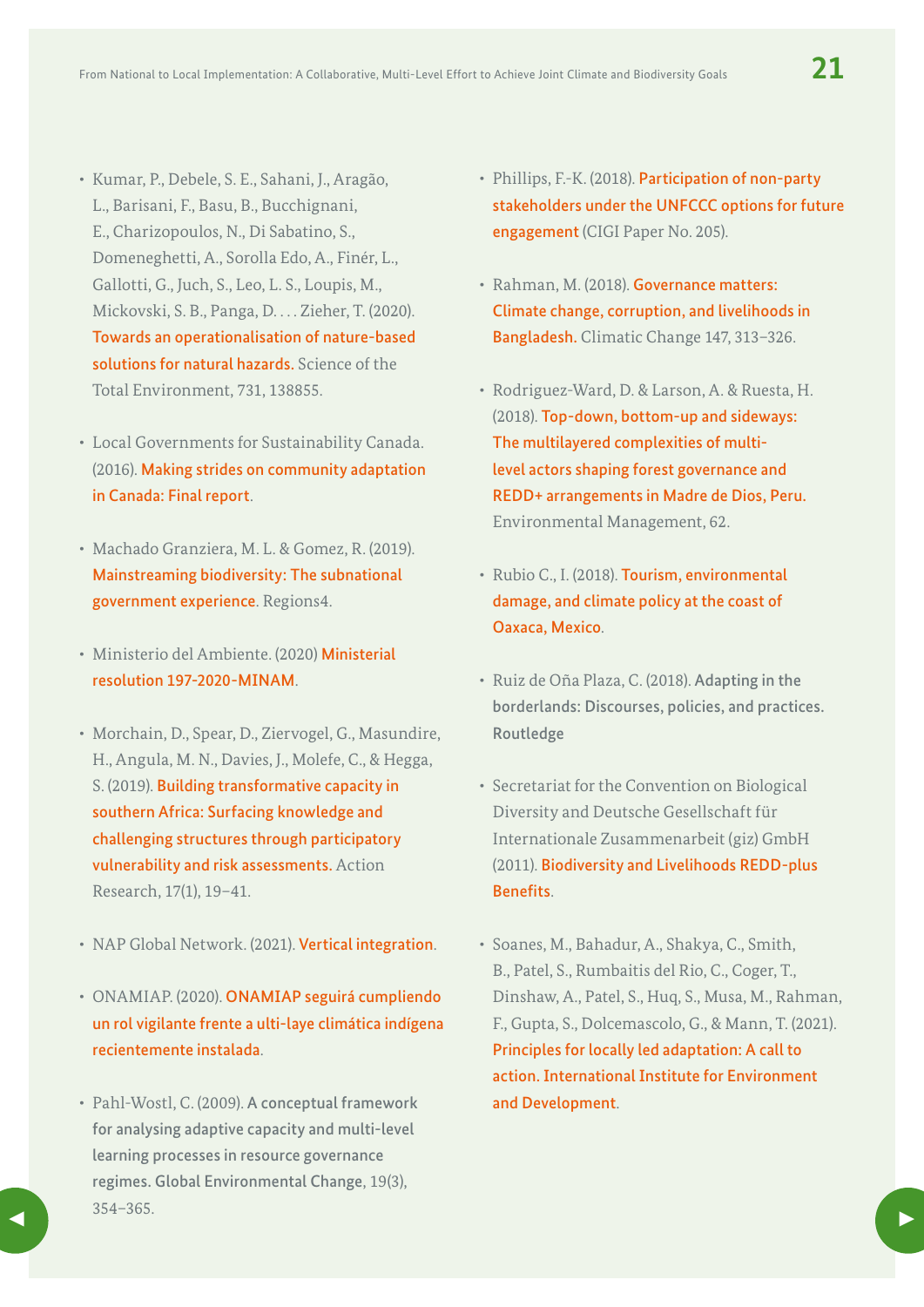- Kumar, P., Debele, S. E., Sahani, J., Aragão, L., Barisani, F., Basu, B., Bucchignani, E., Charizopoulos, N., Di Sabatino, S., Domeneghetti, A., Sorolla Edo, A., Finér, L., Gallotti, G., Juch, S., Leo, L. S., Loupis, M., Mickovski, S. B., Panga, D. . . . Zieher, T. (2020). Towards an operationalisation of nature-based solutions for natural hazards. Science of the Total Environment, 731, 138855.

- Local Governments for Sustainability Canada. (2016). Making strides on community adaptation in Canada: Final report.

- Machado Granziera, M. L. & Gomez, R. (2019). Mainstreaming biodiversity: The subnational government experience. Regions4.

- Ministerio del Ambiente. (2020) Ministerial resolution 197-2020-MINAM.

- Morchain, D., Spear, D., Ziervogel, G., Masundire, H., Angula, M. N., Davies, J., Molefe, C., & Hegga, S. (2019). Building transformative capacity in southern Africa: Surfacing knowledge and challenging structures through participatory vulnerability and risk assessments. Action Research, 17(1), 19–41.

- NAP Global Network. (2021). Vertical integration.

- ONAMIAP. (2020). ONAMIAP seguirá cumpliendo un rol vigilante frente a ulti-laye climática indígena recientemente instalada.

- Pahl-Wostl, C. (2009). A conceptual framework for analysing adaptive capacity and multi-level learning processes in resource governance regimes. Global Environmental Change, 19(3), 354–365.

- Phillips, F.-K. (2018). Participation of non-party stakeholders under the UNFCCC options for future engagement (CIGI Paper No. 205).

- Rahman, M. (2018). Governance matters: Climate change, corruption, and livelihoods in Bangladesh. Climatic Change 147, 313–326.

- Rodriguez-Ward, D. & Larson, A. & Ruesta, H. (2018). Top-down, bottom-up and sideways: The multilayered complexities of multi-level actors shaping forest governance and REDD+ arrangements in Madre de Dios, Peru. Environmental Management, 62.

- Rubio C., I. (2018). Tourism, environmental damage, and climate policy at the coast of Oaxaca, Mexico.

- Ruiz de Oña Plaza, C. (2018). Adapting in the borderlands: Discourses, policies, and practices. Routledge

- Secretariat for the Convention on Biological Diversity and Deutsche Gesellschaft für Internationale Zusammenarbeit (giz) GmbH (2011). Biodiversity and Livelihoods REDD-plus Benefits.

- Soanes, M., Bahadur, A., Shakya, C., Smith, B., Patel, S., Rumbaitis del Rio, C., Coger, T., Dinshaw, A., Patel, S., Huq, S., Musa, M., Rahman, F., Gupta, S., Dolcemascolo, G., & Mann, T. (2021). Principles for locally led adaptation: A call to action. International Institute for Environment and Development.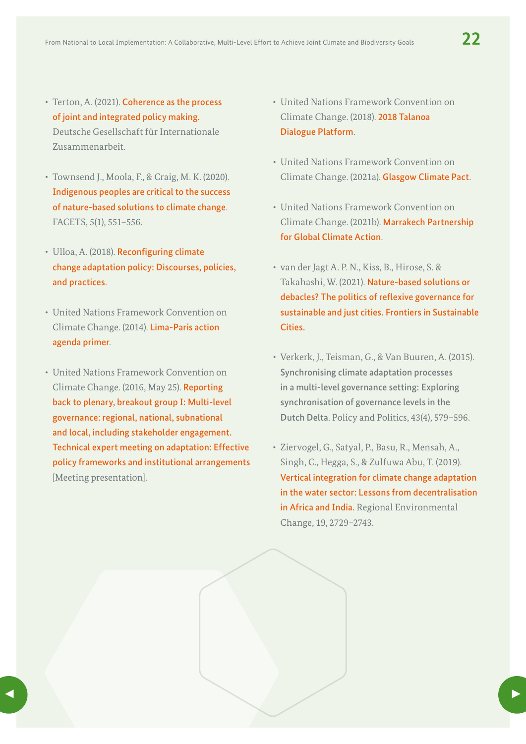- Terton, A. (2021). Coherence as the process of joint and integrated policy making. Deutsche Gesellschaft für Internationale Zusammenarbeit.
- Townsend J., Moola, F., & Craig, M. K. (2020). Indigenous peoples are critical to the success of nature-based solutions to climate change. FACETS, 5(1), 551–556.
- Ulloa, A. (2018). Reconfiguring climate change adaptation policy: Discourses, policies, and practices.
- United Nations Framework Convention on Climate Change. (2014). Lima-Paris action agenda primer.
- United Nations Framework Convention on Climate Change. (2016, May 25). Reporting back to plenary, breakout group I: Multi-level governance: regional, national, subnational and local, including stakeholder engagement. Technical expert meeting on adaptation: Effective policy frameworks and institutional arrangements [Meeting presentation].
- United Nations Framework Convention on Climate Change. (2018). 2018 Talanoa Dialogue Platform.
- United Nations Framework Convention on Climate Change. (2021a). Glasgow Climate Pact.
- United Nations Framework Convention on Climate Change. (2021b). Marrakech Partnership for Global Climate Action.
- van der Jagt A. P. N., Kiss, B., Hirose, S. & Takahashi, W. (2021). Nature-based solutions or debacles? The politics of reflexive governance for sustainable and just cities. Frontiers in Sustainable Cities.
- Verkerk, J., Teisman, G., & Van Buuren, A. (2015). Synchronising climate adaptation processes in a multi-level governance setting: Exploring synchronisation of governance levels in the Dutch Delta. Policy and Politics, 43(4), 579–596.
- Ziervogel, G., Satyal, P., Basu, R., Mensah, A., Singh, C., Hegga, S., & Zulfuwa Abu, T. (2019). Vertical integration for climate change adaptation in the water sector: Lessons from decentralisation in Africa and India. Regional Environmental Change, 19, 2729–2743.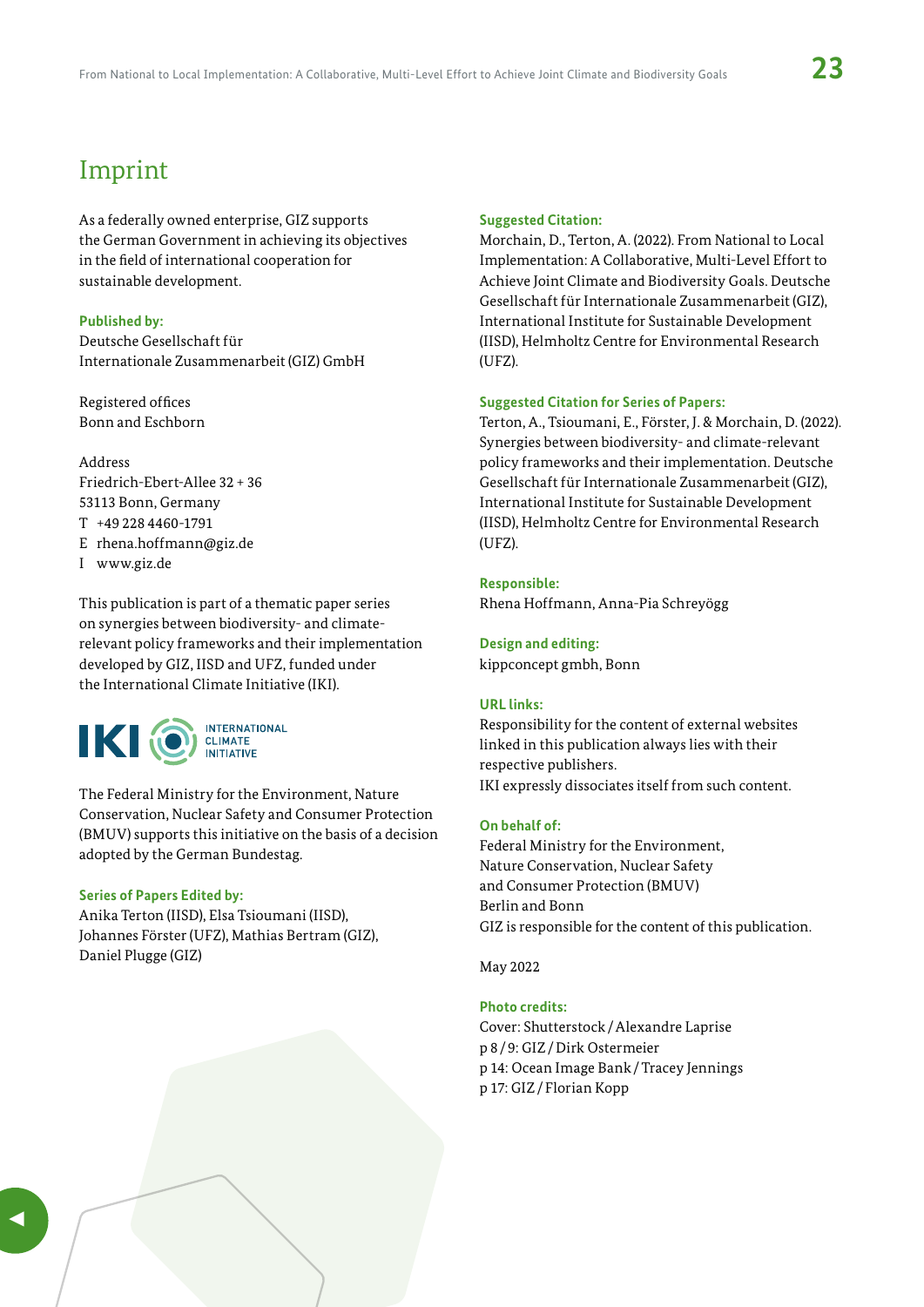# Imprint

As a federally owned enterprise, GIZ supports the German Government in achieving its objectives in the field of international cooperation for sustainable development.

**Published by:**
Deutsche Gesellschaft für Internationale Zusammenarbeit (GIZ) GmbH

Registered offices
Bonn and Eschborn

Address
Friedrich-Ebert-Allee 32 + 36
53113 Bonn, Germany
T +49 228 4460-1791
E rhena.hoffmann@giz.de
I www.giz.de

This publication is part of a thematic paper series on synergies between biodiversity- and climate-relevant policy frameworks and their implementation developed by GIZ, IISD and UFZ, funded under the International Climate Initiative (IKI).

IKI INTERNATIONAL CLIMATE INITIATIVE

The Federal Ministry for the Environment, Nature Conservation, Nuclear Safety and Consumer Protection (BMUV) supports this initiative on the basis of a decision adopted by the German Bundestag.

**Series of Papers Edited by:**
Anika Terton (IISD), Elsa Tsioumani (IISD), Johannes Förster (UFZ), Mathias Bertram (GIZ), Daniel Plugge (GIZ)

**Suggested Citation:**
Morchain, D., Terton, A. (2022). From National to Local Implementation: A Collaborative, Multi-Level Effort to Achieve Joint Climate and Biodiversity Goals. Deutsche Gesellschaft für Internationale Zusammenarbeit (GIZ), International Institute for Sustainable Development (IISD), Helmholtz Centre for Environmental Research (UFZ).

**Suggested Citation for Series of Papers:**
Terton, A., Tsioumani, E., Förster, J. & Morchain, D. (2022). Synergies between biodiversity- and climate-relevant policy frameworks and their implementation. Deutsche Gesellschaft für Internationale Zusammenarbeit (GIZ), International Institute for Sustainable Development (IISD), Helmholtz Centre for Environmental Research (UFZ).

**Responsible:**
Rhena Hoffmann, Anna-Pia Schreyögg

**Design and editing:**
kippconcept gmbh, Bonn

**URL links:**
Responsibility for the content of external websites linked in this publication always lies with their respective publishers.
IKI expressly dissociates itself from such content.

**On behalf of:**
Federal Ministry for the Environment, Nature Conservation, Nuclear Safety and Consumer Protection (BMUV)
Berlin and Bonn
GIZ is responsible for the content of this publication.

May 2022

**Photo credits:**
Cover: Shutterstock / Alexandre Laprise
p 8 / 9: GIZ / Dirk Ostermeier
p 14: Ocean Image Bank / Tracey Jennings
p 17: GIZ / Florian Kopp